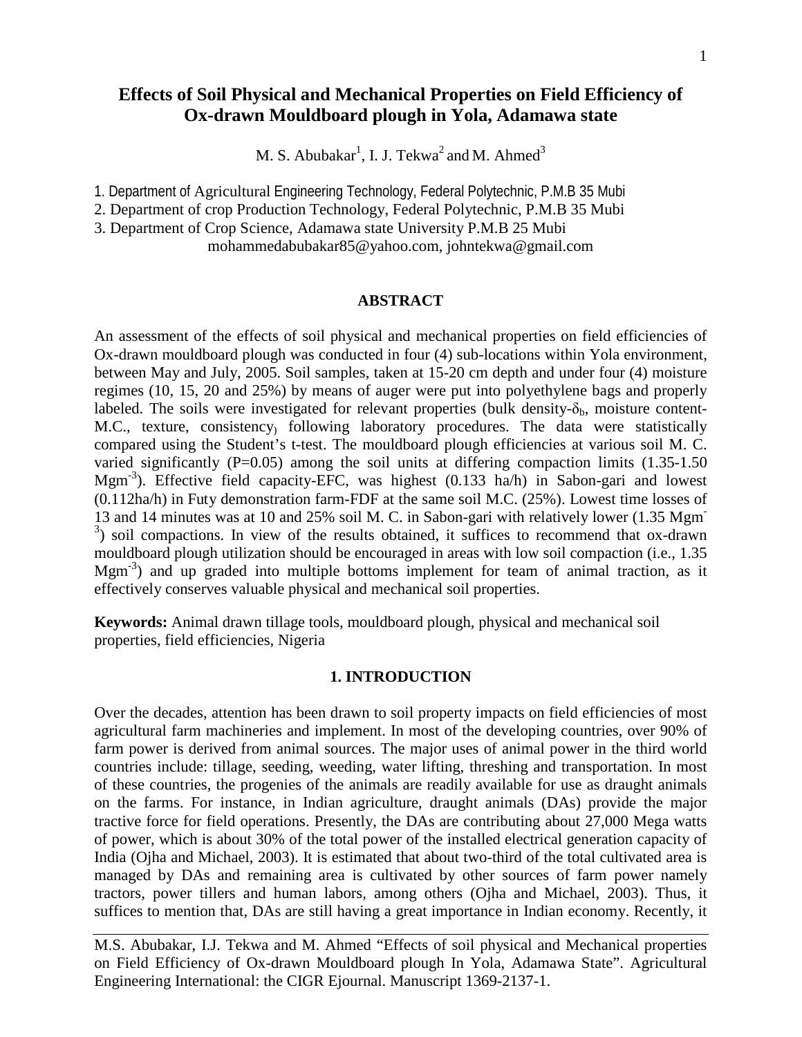# Effects of Soil Physical and Mechanical Properties on Field Efficiency of Ox-drawn Mouldboard plough in Yola, Adamawa state

M. S. Abubakar[1], I. J. Tekwa[2] and M. Ahmed[3]

1. Department of Agricultural Engineering Technology, Federal Polytechnic, P.M.B 35 Mubi
2. Department of crop Production Technology, Federal Polytechnic, P.M.B 35 Mubi
3. Department of Crop Science, Adamawa state University P.M.B 25 Mubi

mohammedabubakar85@yahoo.com, johntekwa@gmail.com

## ABSTRACT

An assessment of the effects of soil physical and mechanical properties on field efficiencies of Ox-drawn mouldboard plough was conducted in four (4) sub-locations within Yola environment, between May and July, 2005. Soil samples, taken at 15-20 cm depth and under four (4) moisture regimes (10, 15, 20 and 25%) by means of auger were put into polyethylene bags and properly labeled. The soils were investigated for relevant properties (bulk density-$\delta_b$, moisture content-M.C., texture, consistency) following laboratory procedures. The data were statistically compared using the Student's t-test. The mouldboard plough efficiencies at various soil M. C. varied significantly (P=0.05) among the soil units at differing compaction limits (1.35-1.50 $Mgm^{-3}$). Effective field capacity-EFC, was highest (0.133 ha/h) in Sabon-gari and lowest (0.112ha/h) in Futy demonstration farm-FDF at the same soil M.C. (25%). Lowest time losses of 13 and 14 minutes was at 10 and 25% soil M. C. in Sabon-gari with relatively lower (1.35 $Mgm^{-3}$) soil compactions. In view of the results obtained, it suffices to recommend that ox-drawn mouldboard plough utilization should be encouraged in areas with low soil compaction (i.e., 1.35 $Mgm^{-3}$) and up graded into multiple bottoms implement for team of animal traction, as it effectively conserves valuable physical and mechanical soil properties.

**Keywords:** Animal drawn tillage tools, mouldboard plough, physical and mechanical soil properties, field efficiencies, Nigeria

## 1. INTRODUCTION

Over the decades, attention has been drawn to soil property impacts on field efficiencies of most agricultural farm machineries and implement. In most of the developing countries, over 90% of farm power is derived from animal sources. The major uses of animal power in the third world countries include: tillage, seeding, weeding, water lifting, threshing and transportation. In most of these countries, the progenies of the animals are readily available for use as draught animals on the farms. For instance, in Indian agriculture, draught animals (DAs) provide the major tractive force for field operations. Presently, the DAs are contributing about 27,000 Mega watts of power, which is about 30% of the total power of the installed electrical generation capacity of India (Ojha and Michael, 2003). It is estimated that about two-third of the total cultivated area is managed by DAs and remaining area is cultivated by other sources of farm power namely tractors, power tillers and human labors, among others (Ojha and Michael, 2003). Thus, it suffices to mention that, DAs are still having a great importance in Indian economy. Recently, it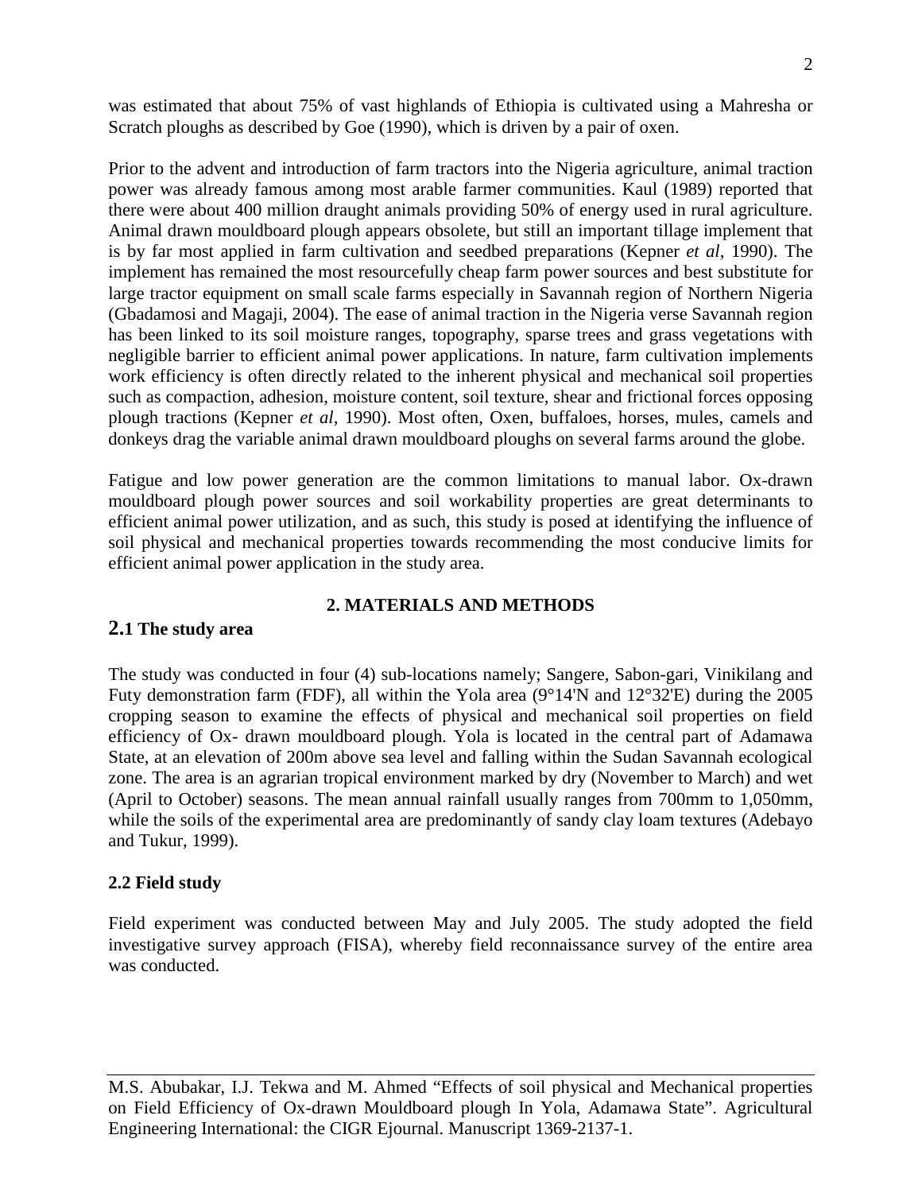was estimated that about 75% of vast highlands of Ethiopia is cultivated using a Mahresha or Scratch ploughs as described by Goe (1990), which is driven by a pair of oxen.

Prior to the advent and introduction of farm tractors into the Nigeria agriculture, animal traction power was already famous among most arable farmer communities. Kaul (1989) reported that there were about 400 million draught animals providing 50% of energy used in rural agriculture. Animal drawn mouldboard plough appears obsolete, but still an important tillage implement that is by far most applied in farm cultivation and seedbed preparations (Kepner *et al*, 1990). The implement has remained the most resourcefully cheap farm power sources and best substitute for large tractor equipment on small scale farms especially in Savannah region of Northern Nigeria (Gbadamosi and Magaji, 2004). The ease of animal traction in the Nigeria verse Savannah region has been linked to its soil moisture ranges, topography, sparse trees and grass vegetations with negligible barrier to efficient animal power applications. In nature, farm cultivation implements work efficiency is often directly related to the inherent physical and mechanical soil properties such as compaction, adhesion, moisture content, soil texture, shear and frictional forces opposing plough tractions (Kepner *et al*, 1990). Most often, Oxen, buffaloes, horses, mules, camels and donkeys drag the variable animal drawn mouldboard ploughs on several farms around the globe.

Fatigue and low power generation are the common limitations to manual labor. Ox-drawn mouldboard plough power sources and soil workability properties are great determinants to efficient animal power utilization, and as such, this study is posed at identifying the influence of soil physical and mechanical properties towards recommending the most conducive limits for efficient animal power application in the study area.

## 2. MATERIALS AND METHODS

### 2.1 The study area

The study was conducted in four (4) sub-locations namely; Sangere, Sabon-gari, Vinikilang and Futy demonstration farm (FDF), all within the Yola area (9°14'N and 12°32'E) during the 2005 cropping season to examine the effects of physical and mechanical soil properties on field efficiency of Ox- drawn mouldboard plough. Yola is located in the central part of Adamawa State, at an elevation of 200m above sea level and falling within the Sudan Savannah ecological zone. The area is an agrarian tropical environment marked by dry (November to March) and wet (April to October) seasons. The mean annual rainfall usually ranges from 700mm to 1,050mm, while the soils of the experimental area are predominantly of sandy clay loam textures (Adebayo and Tukur, 1999).

### 2.2 Field study

Field experiment was conducted between May and July 2005. The study adopted the field investigative survey approach (FISA), whereby field reconnaissance survey of the entire area was conducted.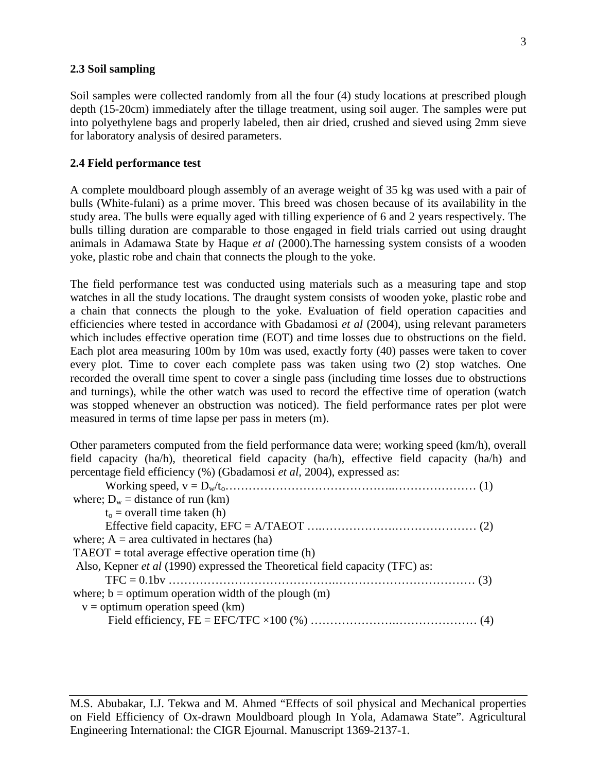### 2.3 Soil sampling

Soil samples were collected randomly from all the four (4) study locations at prescribed plough depth (15-20cm) immediately after the tillage treatment, using soil auger. The samples were put into polyethylene bags and properly labeled, then air dried, crushed and sieved using 2mm sieve for laboratory analysis of desired parameters.

### 2.4 Field performance test

A complete mouldboard plough assembly of an average weight of 35 kg was used with a pair of bulls (White-fulani) as a prime mover. This breed was chosen because of its availability in the study area. The bulls were equally aged with tilling experience of 6 and 2 years respectively. The bulls tilling duration are comparable to those engaged in field trials carried out using draught animals in Adamawa State by Haque *et al* (2000).The harnessing system consists of a wooden yoke, plastic robe and chain that connects the plough to the yoke.

The field performance test was conducted using materials such as a measuring tape and stop watches in all the study locations. The draught system consists of wooden yoke, plastic robe and a chain that connects the plough to the yoke. Evaluation of field operation capacities and efficiencies where tested in accordance with Gbadamosi *et al* (2004), using relevant parameters which includes effective operation time (EOT) and time losses due to obstructions on the field. Each plot area measuring 100m by 10m was used, exactly forty (40) passes were taken to cover every plot. Time to cover each complete pass was taken using two (2) stop watches. One recorded the overall time spent to cover a single pass (including time losses due to obstructions and turnings), while the other watch was used to record the effective time of operation (watch was stopped whenever an obstruction was noticed). The field performance rates per plot were measured in terms of time lapse per pass in meters (m).

Other parameters computed from the field performance data were; working speed (km/h), overall field capacity (ha/h), theoretical field capacity (ha/h), effective field capacity (ha/h) and percentage field efficiency (%) (Gbadamosi *et al,* 2004), expressed as:

$$\text{Working speed, } v = D_w/t_o \quad (1)$$

where; $D_w$ = distance of run (km)

$t_o$ = overall time taken (h)

$$\text{Effective field capacity, } EFC = A/TAEOT \quad (2)$$

where; $A$ = area cultivated in hectares (ha)

$TAEOT$ = total average effective operation time (h)

Also, Kepner *et al* (1990) expressed the Theoretical field capacity (TFC) as:

$$TFC = 0.1bv \quad (3)$$

where; $b$ = optimum operation width of the plough (m)

$v$ = optimum operation speed (km)

$$\text{Field efficiency, } FE = EFC/TFC \times 100\ (\%) \quad (4)$$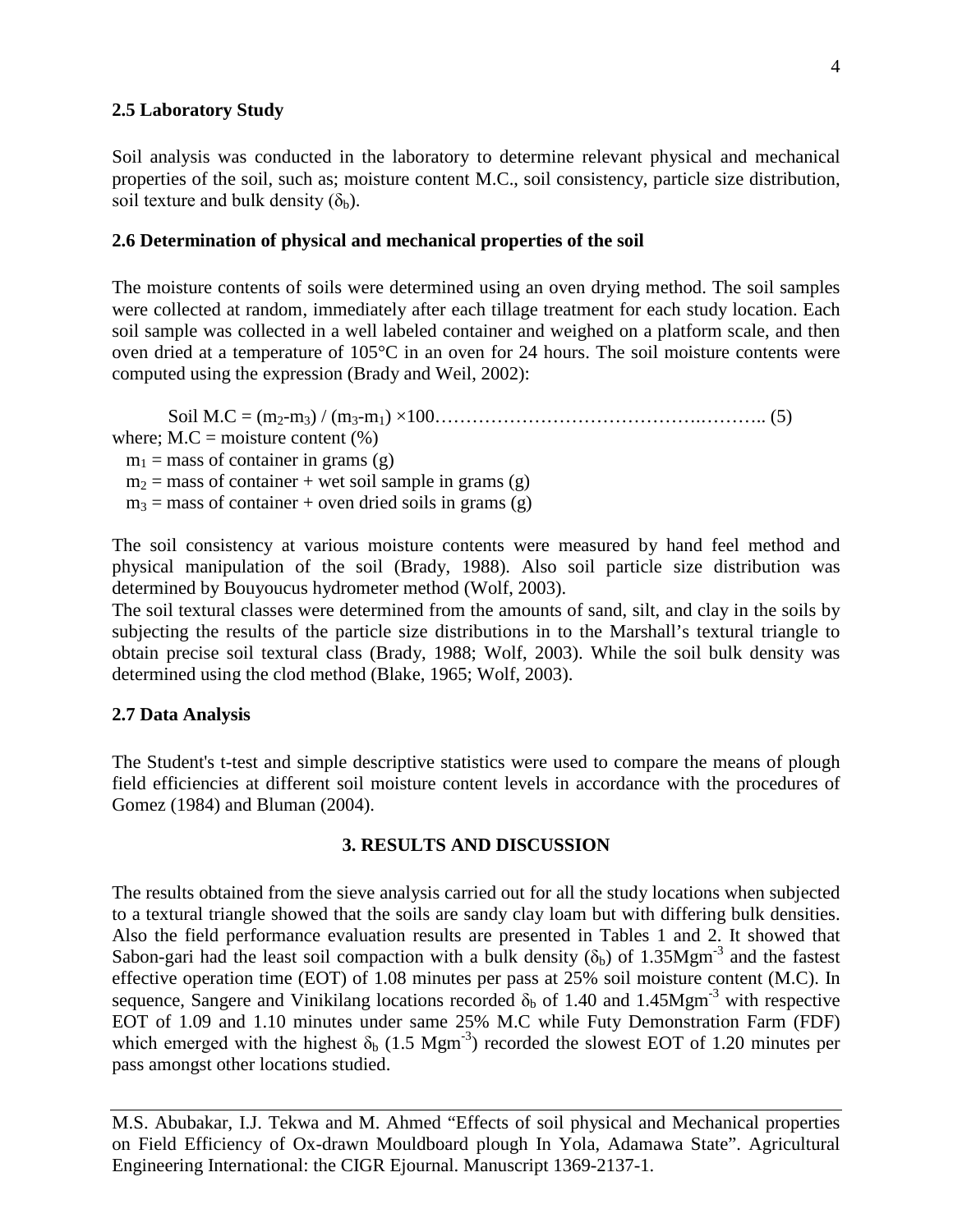### 2.5 Laboratory Study

Soil analysis was conducted in the laboratory to determine relevant physical and mechanical properties of the soil, such as; moisture content M.C., soil consistency, particle size distribution, soil texture and bulk density ($\delta_b$).

### 2.6 Determination of physical and mechanical properties of the soil

The moisture contents of soils were determined using an oven drying method. The soil samples were collected at random, immediately after each tillage treatment for each study location. Each soil sample was collected in a well labeled container and weighed on a platform scale, and then oven dried at a temperature of 105°C in an oven for 24 hours. The soil moisture contents were computed using the expression (Brady and Weil, 2002):

$$\text{Soil M.C} = (m_2 - m_3) / (m_3 - m_1) \times 100 \quad (5)$$

where; M.C = moisture content (%)
$m_1$ = mass of container in grams (g)
$m_2$ = mass of container + wet soil sample in grams (g)
$m_3$ = mass of container + oven dried soils in grams (g)

The soil consistency at various moisture contents were measured by hand feel method and physical manipulation of the soil (Brady, 1988). Also soil particle size distribution was determined by Bouyoucus hydrometer method (Wolf, 2003).
The soil textural classes were determined from the amounts of sand, silt, and clay in the soils by subjecting the results of the particle size distributions in to the Marshall's textural triangle to obtain precise soil textural class (Brady, 1988; Wolf, 2003). While the soil bulk density was determined using the clod method (Blake, 1965; Wolf, 2003).

### 2.7 Data Analysis

The Student's t-test and simple descriptive statistics were used to compare the means of plough field efficiencies at different soil moisture content levels in accordance with the procedures of Gomez (1984) and Bluman (2004).

## 3. RESULTS AND DISCUSSION

The results obtained from the sieve analysis carried out for all the study locations when subjected to a textural triangle showed that the soils are sandy clay loam but with differing bulk densities. Also the field performance evaluation results are presented in Tables 1 and 2. It showed that Sabon-gari had the least soil compaction with a bulk density ($\delta_b$) of 1.35Mgm$^{-3}$ and the fastest effective operation time (EOT) of 1.08 minutes per pass at 25% soil moisture content (M.C). In sequence, Sangere and Vinikilang locations recorded $\delta_b$ of 1.40 and 1.45Mgm$^{-3}$ with respective EOT of 1.09 and 1.10 minutes under same 25% M.C while Futy Demonstration Farm (FDF) which emerged with the highest $\delta_b$ (1.5 Mgm$^{-3}$) recorded the slowest EOT of 1.20 minutes per pass amongst other locations studied.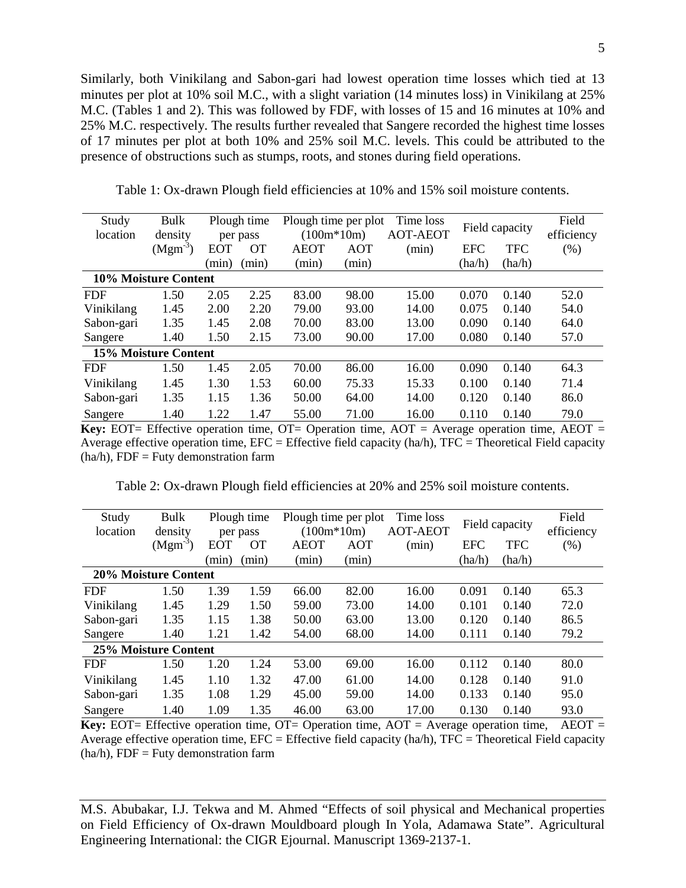Similarly, both Vinikilang and Sabon-gari had lowest operation time losses which tied at 13 minutes per plot at 10% soil M.C., with a slight variation (14 minutes loss) in Vinikilang at 25% M.C. (Tables 1 and 2). This was followed by FDF, with losses of 15 and 16 minutes at 10% and 25% M.C. respectively. The results further revealed that Sangere recorded the highest time losses of 17 minutes per plot at both 10% and 25% soil M.C. levels. This could be attributed to the presence of obstructions such as stumps, roots, and stones during field operations.

Table 1: Ox-drawn Plough field efficiencies at 10% and 15% soil moisture contents.

| Study location | Bulk density ($Mgm^{-3}$) | Plough time per pass | | Plough time per plot (100m*10m) | | Time loss AOT-AEOT (min) | Field capacity | | Field efficiency (%) |
|---|---|---|---|---|---|---|---|---|---|
| | | EOT (min) | OT (min) | AEOT (min) | AOT (min) | | EFC (ha/h) | TFC (ha/h) | |
| **10% Moisture Content** | | | | | | | | | |
| FDF | 1.50 | 2.05 | 2.25 | 83.00 | 98.00 | 15.00 | 0.070 | 0.140 | 52.0 |
| Vinikilang | 1.45 | 2.00 | 2.20 | 79.00 | 93.00 | 14.00 | 0.075 | 0.140 | 54.0 |
| Sabon-gari | 1.35 | 1.45 | 2.08 | 70.00 | 83.00 | 13.00 | 0.090 | 0.140 | 64.0 |
| Sangere | 1.40 | 1.50 | 2.15 | 73.00 | 90.00 | 17.00 | 0.080 | 0.140 | 57.0 |
| **15% Moisture Content** | | | | | | | | | |
| FDF | 1.50 | 1.45 | 2.05 | 70.00 | 86.00 | 16.00 | 0.090 | 0.140 | 64.3 |
| Vinikilang | 1.45 | 1.30 | 1.53 | 60.00 | 75.33 | 15.33 | 0.100 | 0.140 | 71.4 |
| Sabon-gari | 1.35 | 1.15 | 1.36 | 50.00 | 64.00 | 14.00 | 0.120 | 0.140 | 86.0 |
| Sangere | 1.40 | 1.22 | 1.47 | 55.00 | 71.00 | 16.00 | 0.110 | 0.140 | 79.0 |

**Key:** EOT= Effective operation time, OT= Operation time, AOT = Average operation time, AEOT = Average effective operation time, EFC = Effective field capacity (ha/h), TFC = Theoretical Field capacity (ha/h), FDF = Futy demonstration farm

Table 2: Ox-drawn Plough field efficiencies at 20% and 25% soil moisture contents.

| Study location | Bulk density ($Mgm^{-3}$) | Plough time per pass | | Plough time per plot (100m*10m) | | Time loss AOT-AEOT (min) | Field capacity | | Field efficiency (%) |
|---|---|---|---|---|---|---|---|---|---|
| | | EOT (min) | OT (min) | AEOT (min) | AOT (min) | | EFC (ha/h) | TFC (ha/h) | |
| **20% Moisture Content** | | | | | | | | | |
| FDF | 1.50 | 1.39 | 1.59 | 66.00 | 82.00 | 16.00 | 0.091 | 0.140 | 65.3 |
| Vinikilang | 1.45 | 1.29 | 1.50 | 59.00 | 73.00 | 14.00 | 0.101 | 0.140 | 72.0 |
| Sabon-gari | 1.35 | 1.15 | 1.38 | 50.00 | 63.00 | 13.00 | 0.120 | 0.140 | 86.5 |
| Sangere | 1.40 | 1.21 | 1.42 | 54.00 | 68.00 | 14.00 | 0.111 | 0.140 | 79.2 |
| **25% Moisture Content** | | | | | | | | | |
| FDF | 1.50 | 1.20 | 1.24 | 53.00 | 69.00 | 16.00 | 0.112 | 0.140 | 80.0 |
| Vinikilang | 1.45 | 1.10 | 1.32 | 47.00 | 61.00 | 14.00 | 0.128 | 0.140 | 91.0 |
| Sabon-gari | 1.35 | 1.08 | 1.29 | 45.00 | 59.00 | 14.00 | 0.133 | 0.140 | 95.0 |
| Sangere | 1.40 | 1.09 | 1.35 | 46.00 | 63.00 | 17.00 | 0.130 | 0.140 | 93.0 |

**Key:** EOT= Effective operation time, OT= Operation time, AOT = Average operation time, AEOT = Average effective operation time, EFC = Effective field capacity (ha/h), TFC = Theoretical Field capacity (ha/h), FDF = Futy demonstration farm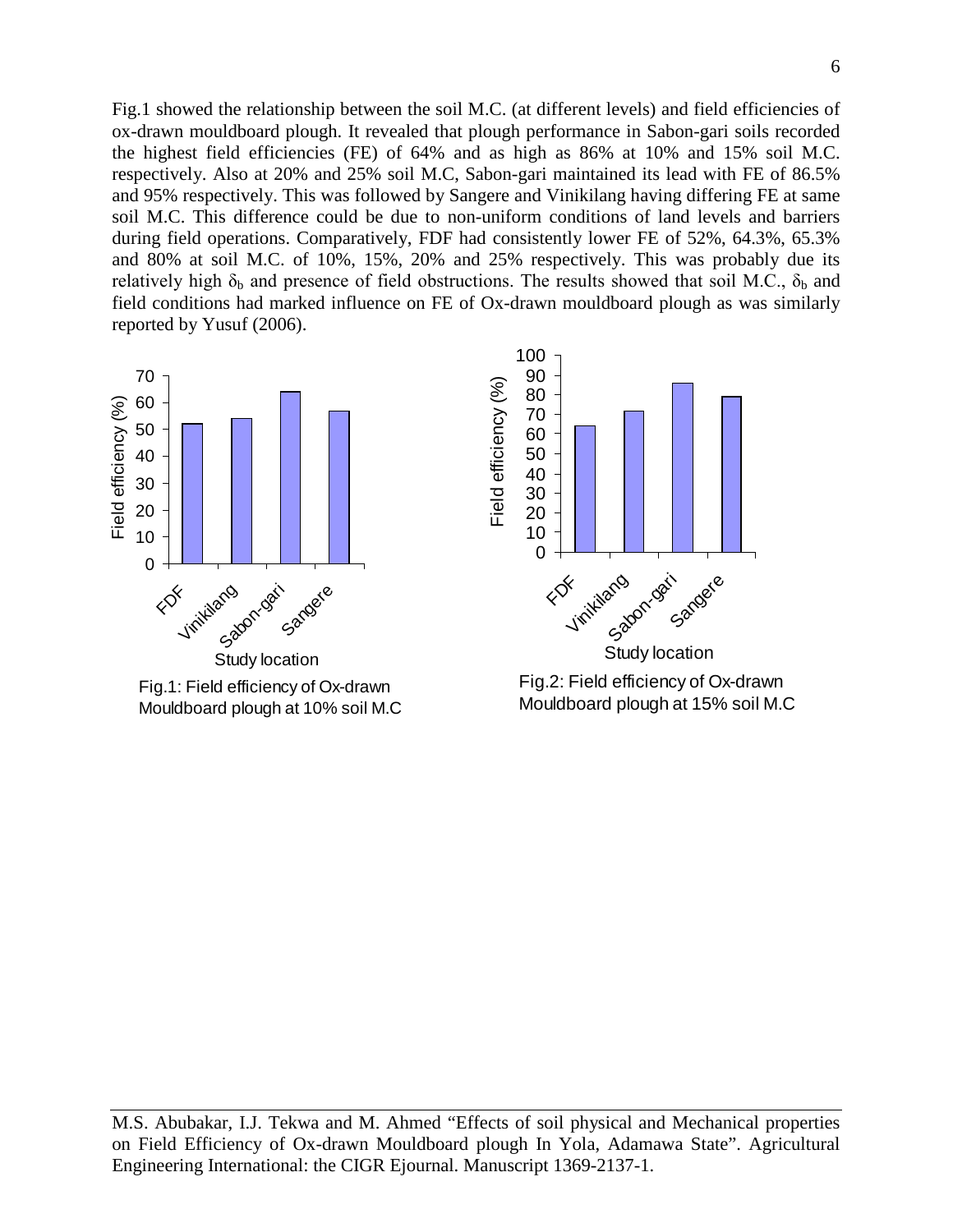Fig.1 showed the relationship between the soil M.C. (at different levels) and field efficiencies of ox-drawn mouldboard plough. It revealed that plough performance in Sabon-gari soils recorded the highest field efficiencies (FE) of 64% and as high as 86% at 10% and 15% soil M.C. respectively. Also at 20% and 25% soil M.C, Sabon-gari maintained its lead with FE of 86.5% and 95% respectively. This was followed by Sangere and Vinikilang having differing FE at same soil M.C. This difference could be due to non-uniform conditions of land levels and barriers during field operations. Comparatively, FDF had consistently lower FE of 52%, 64.3%, 65.3% and 80% at soil M.C. of 10%, 15%, 20% and 25% respectively. This was probably due its relatively high $\delta_b$ and presence of field obstructions. The results showed that soil M.C., $\delta_b$ and field conditions had marked influence on FE of Ox-drawn mouldboard plough as was similarly reported by Yusuf (2006).

Fig.1: Field efficiency of Ox-drawn Mouldboard plough at 10% soil M.C

Fig.2: Field efficiency of Ox-drawn Mouldboard plough at 15% soil M.C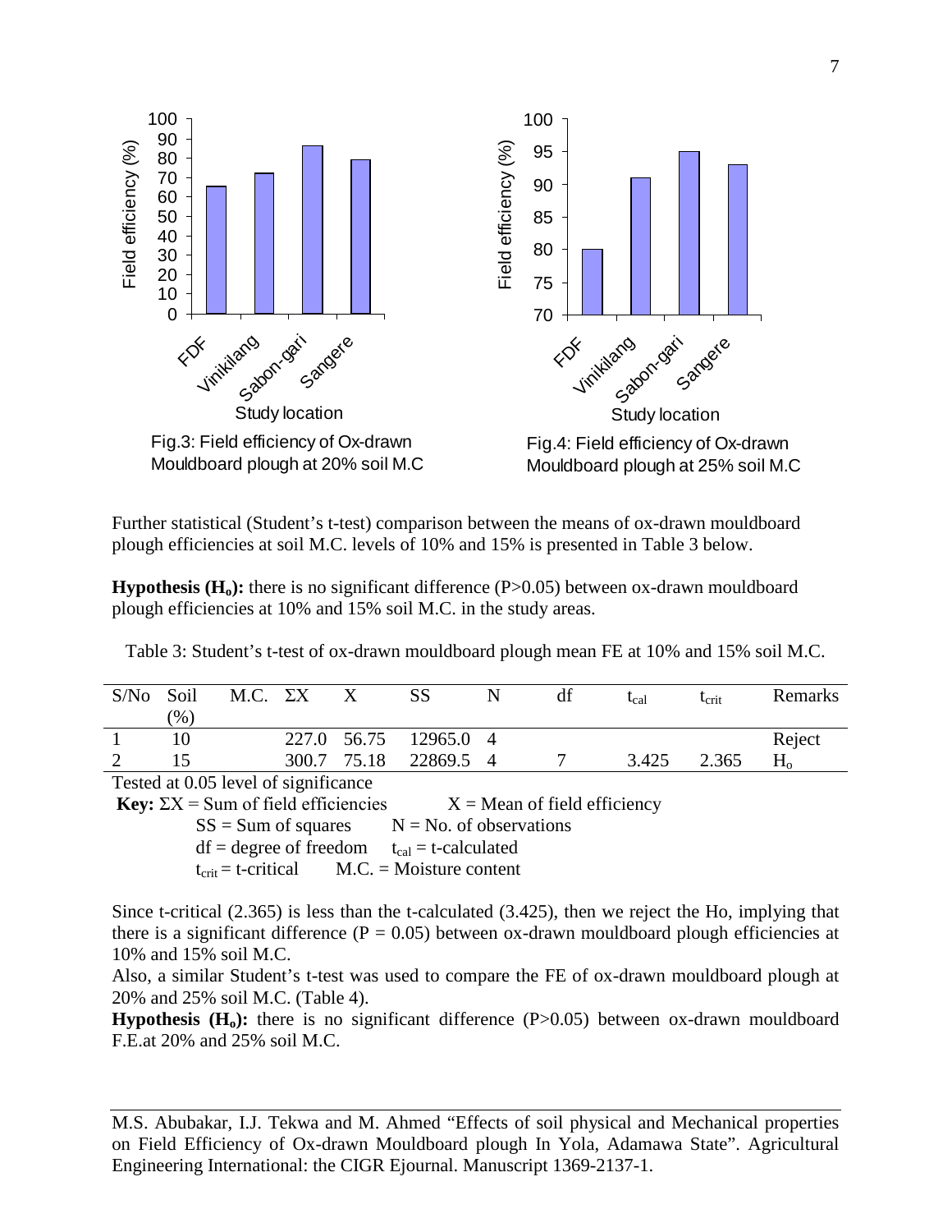Fig.3: Field efficiency of Ox-drawn Mouldboard plough at 20% soil M.C

Fig.4: Field efficiency of Ox-drawn Mouldboard plough at 25% soil M.C

Further statistical (Student's t-test) comparison between the means of ox-drawn mouldboard plough efficiencies at soil M.C. levels of 10% and 15% is presented in Table 3 below.

**Hypothesis ($H_o$):** there is no significant difference (P>0.05) between ox-drawn mouldboard plough efficiencies at 10% and 15% soil M.C. in the study areas.

Table 3: Student's t-test of ox-drawn mouldboard plough mean FE at 10% and 15% soil M.C.

| S/No | Soil M.C. (%) | ΣX | X | SS | N | df | $t_{cal}$ | $t_{crit}$ | Remarks |
|---|---|---|---|---|---|---|---|---|---|
| 1 | 10 | 227.0 | 56.75 | 12965.0 | 4 | | | | Reject |
| 2 | 15 | 300.7 | 75.18 | 22869.5 | 4 | 7 | 3.425 | 2.365 | $H_o$ |

Tested at 0.05 level of significance

**Key:** ΣX = Sum of field efficiencies X = Mean of field efficiency
SS = Sum of squares N = No. of observations
df = degree of freedom $t_{cal}$ = t-calculated
$t_{crit}$ = t-critical M.C. = Moisture content

Since t-critical (2.365) is less than the t-calculated (3.425), then we reject the Ho, implying that there is a significant difference (P = 0.05) between ox-drawn mouldboard plough efficiencies at 10% and 15% soil M.C.

Also, a similar Student's t-test was used to compare the FE of ox-drawn mouldboard plough at 20% and 25% soil M.C. (Table 4).

**Hypothesis ($H_o$):** there is no significant difference (P>0.05) between ox-drawn mouldboard F.E.at 20% and 25% soil M.C.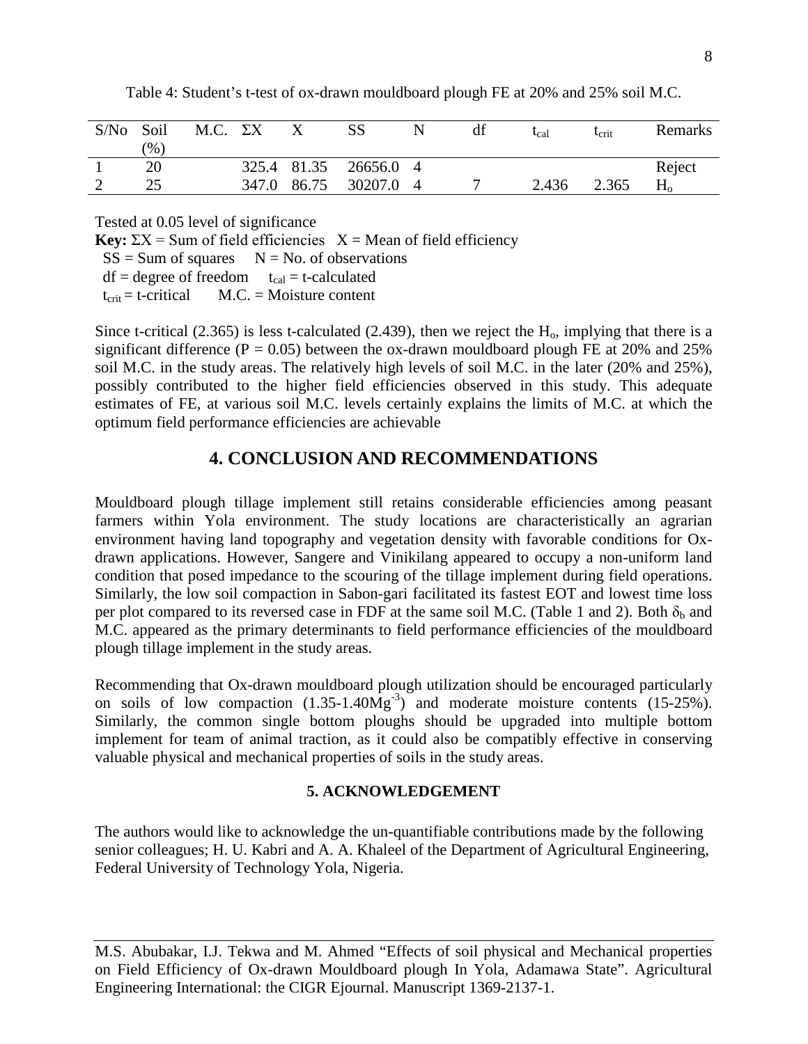Table 4: Student's t-test of ox-drawn mouldboard plough FE at 20% and 25% soil M.C.

| S/No | Soil M.C. (%) | ΣX | X | SS | N | df | $t_{cal}$ | $t_{crit}$ | Remarks |
|---|---|---|---|---|---|---|---|---|---|
| 1 | 20 | 325.4 | 81.35 | 26656.0 | 4 | | | | Reject |
| 2 | 25 | 347.0 | 86.75 | 30207.0 | 4 | 7 | 2.436 | 2.365 | $H_o$ |

Tested at 0.05 level of significance

**Key:** ΣX = Sum of field efficiencies X = Mean of field efficiency
SS = Sum of squares N = No. of observations
df = degree of freedom $t_{cal}$ = t-calculated
$t_{crit}$ = t-critical M.C. = Moisture content

Since t-critical (2.365) is less t-calculated (2.439), then we reject the $H_o$, implying that there is a significant difference ($P = 0.05$) between the ox-drawn mouldboard plough FE at 20% and 25% soil M.C. in the study areas. The relatively high levels of soil M.C. in the later (20% and 25%), possibly contributed to the higher field efficiencies observed in this study. This adequate estimates of FE, at various soil M.C. levels certainly explains the limits of M.C. at which the optimum field performance efficiencies are achievable

## 4. CONCLUSION AND RECOMMENDATIONS

Mouldboard plough tillage implement still retains considerable efficiencies among peasant farmers within Yola environment. The study locations are characteristically an agrarian environment having land topography and vegetation density with favorable conditions for Ox-drawn applications. However, Sangere and Vinikilang appeared to occupy a non-uniform land condition that posed impedance to the scouring of the tillage implement during field operations. Similarly, the low soil compaction in Sabon-gari facilitated its fastest EOT and lowest time loss per plot compared to its reversed case in FDF at the same soil M.C. (Table 1 and 2). Both $\delta_b$ and M.C. appeared as the primary determinants to field performance efficiencies of the mouldboard plough tillage implement in the study areas.

Recommending that Ox-drawn mouldboard plough utilization should be encouraged particularly on soils of low compaction (1.35-1.40$Mg^{-3}$) and moderate moisture contents (15-25%). Similarly, the common single bottom ploughs should be upgraded into multiple bottom implement for team of animal traction, as it could also be compatibly effective in conserving valuable physical and mechanical properties of soils in the study areas.

### 5. ACKNOWLEDGEMENT

The authors would like to acknowledge the un-quantifiable contributions made by the following senior colleagues; H. U. Kabri and A. A. Khaleel of the Department of Agricultural Engineering, Federal University of Technology Yola, Nigeria.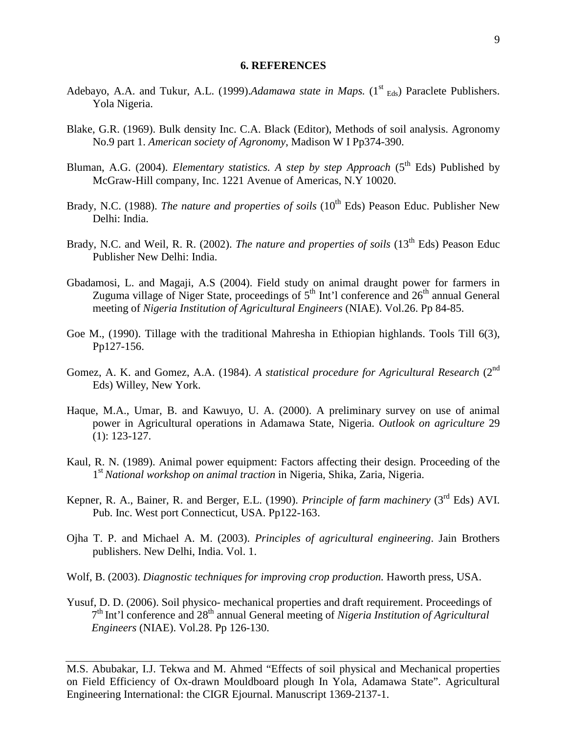## 6. REFERENCES

Adebayo, A.A. and Tukur, A.L. (1999).*Adamawa state in Maps.* (1st Eds) Paraclete Publishers. Yola Nigeria.

Blake, G.R. (1969). Bulk density Inc. C.A. Black (Editor), Methods of soil analysis. Agronomy No.9 part 1. *American society of Agronomy*, Madison W I Pp374-390.

Bluman, A.G. (2004). *Elementary statistics. A step by step Approach* (5th Eds) Published by McGraw-Hill company, Inc. 1221 Avenue of Americas, N.Y 10020.

Brady, N.C. (1988). *The nature and properties of soils* (10th Eds) Peason Educ. Publisher New Delhi: India.

Brady, N.C. and Weil, R. R. (2002). *The nature and properties of soils* (13th Eds) Peason Educ Publisher New Delhi: India.

Gbadamosi, L. and Magaji, A.S (2004). Field study on animal draught power for farmers in Zuguma village of Niger State, proceedings of 5th Int'l conference and 26th annual General meeting of *Nigeria Institution of Agricultural Engineers* (NIAE). Vol.26. Pp 84-85.

Goe M., (1990). Tillage with the traditional Mahresha in Ethiopian highlands. Tools Till 6(3), Pp127-156.

Gomez, A. K. and Gomez, A.A. (1984). *A statistical procedure for Agricultural Research* (2nd Eds) Willey, New York.

Haque, M.A., Umar, B. and Kawuyo, U. A. (2000). A preliminary survey on use of animal power in Agricultural operations in Adamawa State, Nigeria. *Outlook on agriculture* 29 (1): 123-127.

Kaul, R. N. (1989). Animal power equipment: Factors affecting their design. Proceeding of the 1st *National workshop on animal traction* in Nigeria, Shika, Zaria, Nigeria.

Kepner, R. A., Bainer, R. and Berger, E.L. (1990). *Principle of farm machinery* (3rd Eds) AVI. Pub. Inc. West port Connecticut, USA. Pp122-163.

Ojha T. P. and Michael A. M. (2003). *Principles of agricultural engineering*. Jain Brothers publishers. New Delhi, India. Vol. 1.

Wolf, B. (2003). *Diagnostic techniques for improving crop production.* Haworth press, USA.

Yusuf, D. D. (2006). Soil physico- mechanical properties and draft requirement. Proceedings of 7th Int'l conference and 28th annual General meeting of *Nigeria Institution of Agricultural Engineers* (NIAE). Vol.28. Pp 126-130.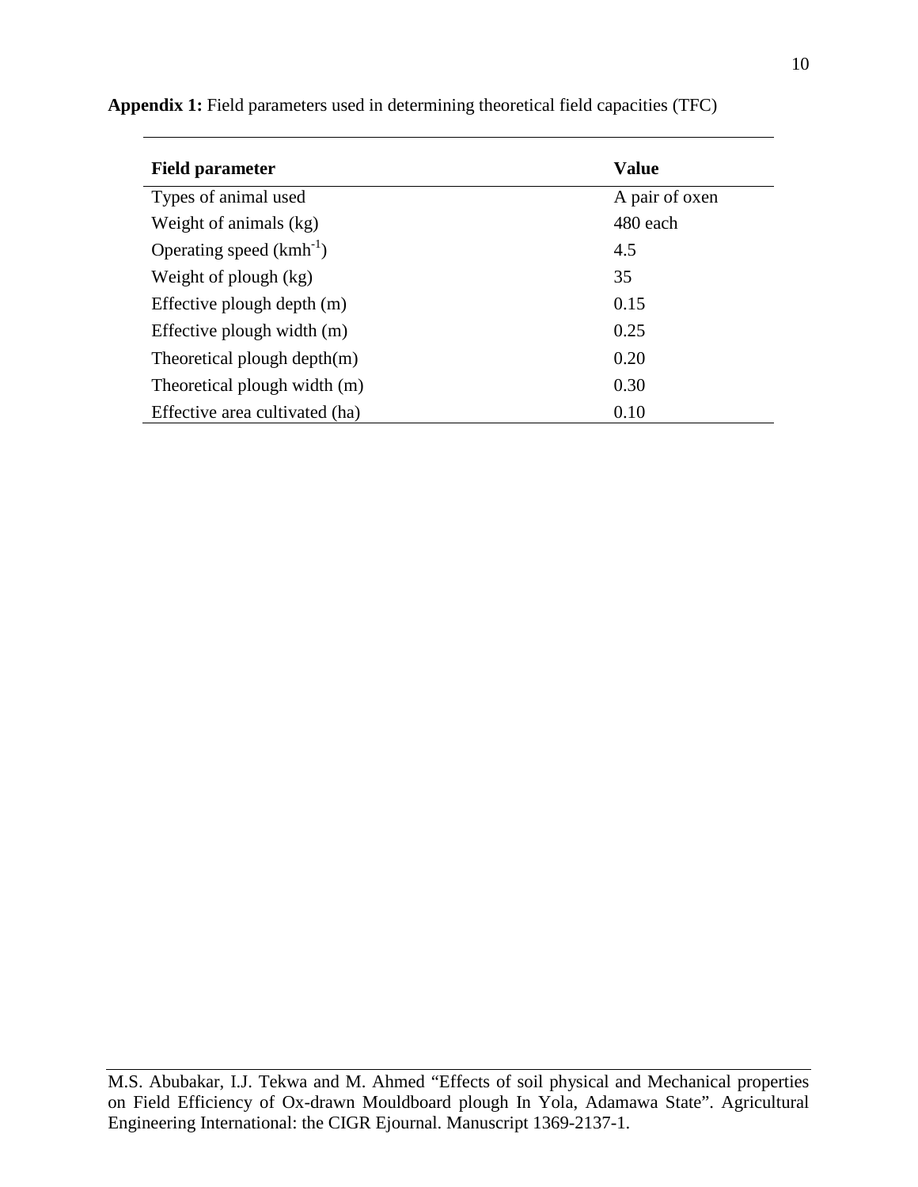**Appendix 1:** Field parameters used in determining theoretical field capacities (TFC)

| **Field parameter** | **Value** |
| --- | --- |
| Types of animal used | A pair of oxen |
| Weight of animals (kg) | 480 each |
| Operating speed ($kmh^{-1}$) | 4.5 |
| Weight of plough (kg) | 35 |
| Effective plough depth (m) | 0.15 |
| Effective plough width (m) | 0.25 |
| Theoretical plough depth(m) | 0.20 |
| Theoretical plough width (m) | 0.30 |
| Effective area cultivated (ha) | 0.10 |